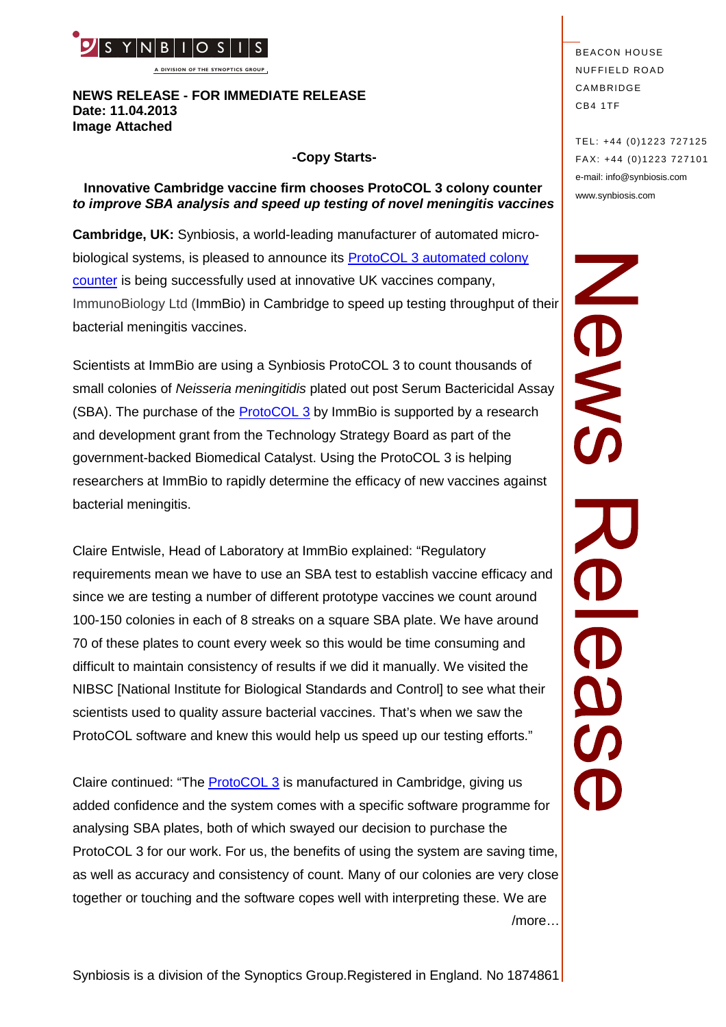SYNBIOSIS
A DIVISION OF THE SYNOPTICS GROUP

BEACON HOUSE
NUFFIELD ROAD
CAMBRIDGE
CB4 1TF

TEL: +44 (0)1223 727125
FAX: +44 (0)1223 727101
e-mail: info@synbiosis.com
www.synbiosis.com

**NEWS RELEASE - FOR IMMEDIATE RELEASE**
**Date: 11.04.2013**
**Image Attached**

**-Copy Starts-**

**Innovative Cambridge vaccine firm chooses ProtoCOL 3 colony counter** ***to improve SBA analysis and speed up testing of novel meningitis vaccines***

**Cambridge, UK:** Synbiosis, a world-leading manufacturer of automated micro-biological systems, is pleased to announce its ProtoCOL 3 automated colony counter is being successfully used at innovative UK vaccines company, ImmunoBiology Ltd (ImmBio) in Cambridge to speed up testing throughput of their bacterial meningitis vaccines.

Scientists at ImmBio are using a Synbiosis ProtoCOL 3 to count thousands of small colonies of *Neisseria meningitidis* plated out post Serum Bactericidal Assay (SBA). The purchase of the ProtoCOL 3 by ImmBio is supported by a research and development grant from the Technology Strategy Board as part of the government-backed Biomedical Catalyst. Using the ProtoCOL 3 is helping researchers at ImmBio to rapidly determine the efficacy of new vaccines against bacterial meningitis.

Claire Entwisle, Head of Laboratory at ImmBio explained: "Regulatory requirements mean we have to use an SBA test to establish vaccine efficacy and since we are testing a number of different prototype vaccines we count around 100-150 colonies in each of 8 streaks on a square SBA plate. We have around 70 of these plates to count every week so this would be time consuming and difficult to maintain consistency of results if we did it manually. We visited the NIBSC [National Institute for Biological Standards and Control] to see what their scientists used to quality assure bacterial vaccines. That's when we saw the ProtoCOL software and knew this would help us speed up our testing efforts."

Claire continued: "The ProtoCOL 3 is manufactured in Cambridge, giving us added confidence and the system comes with a specific software programme for analysing SBA plates, both of which swayed our decision to purchase the ProtoCOL 3 for our work. For us, the benefits of using the system are saving time, as well as accuracy and consistency of count. Many of our colonies are very close together or touching and the software copes well with interpreting these. We are

/more…

Synbiosis is a division of the Synoptics Group.Registered in England. No 1874861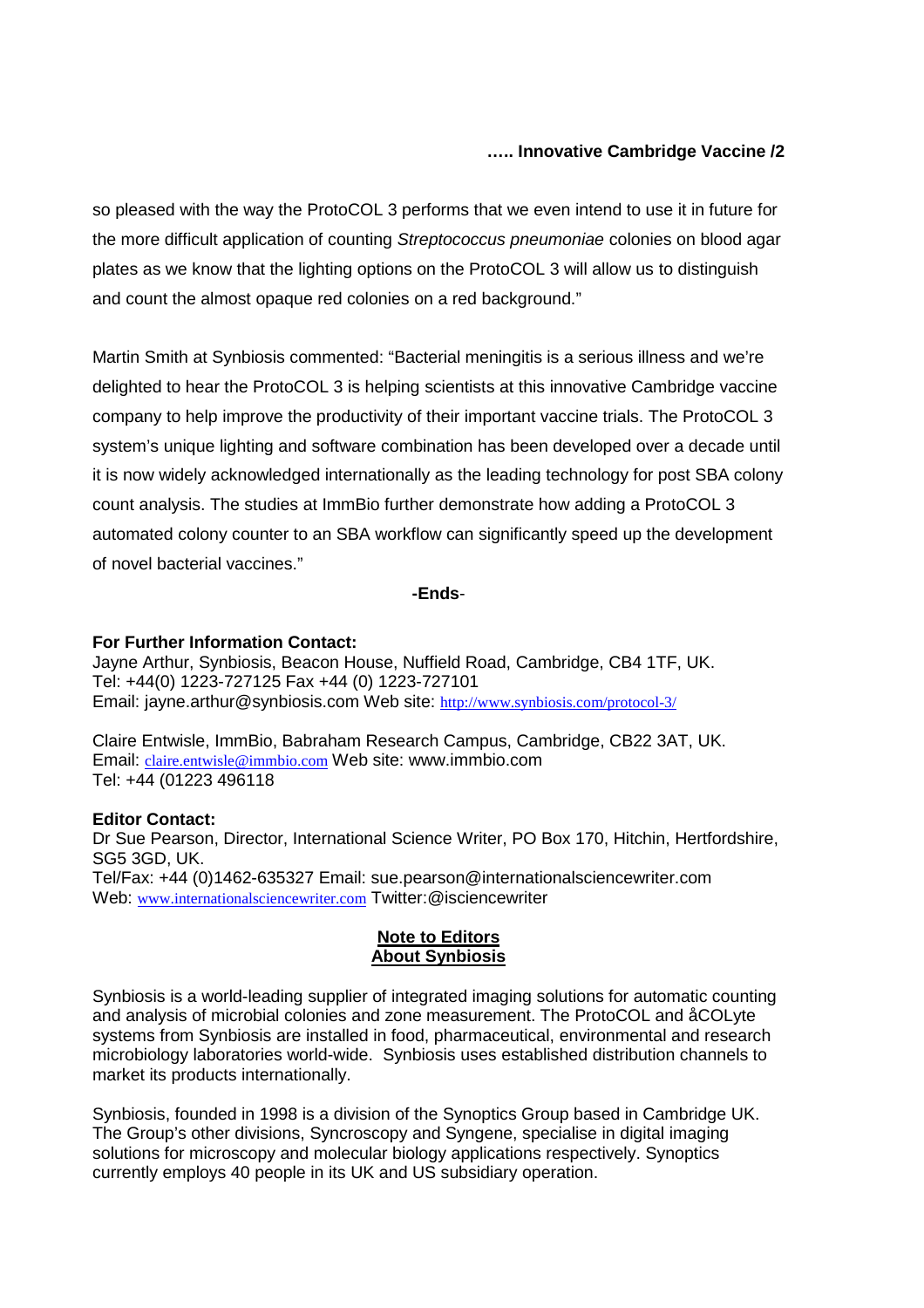so pleased with the way the ProtoCOL 3 performs that we even intend to use it in future for the more difficult application of counting *Streptococcus pneumoniae* colonies on blood agar plates as we know that the lighting options on the ProtoCOL 3 will allow us to distinguish and count the almost opaque red colonies on a red background."

Martin Smith at Synbiosis commented: "Bacterial meningitis is a serious illness and we're delighted to hear the ProtoCOL 3 is helping scientists at this innovative Cambridge vaccine company to help improve the productivity of their important vaccine trials. The ProtoCOL 3 system's unique lighting and software combination has been developed over a decade until it is now widely acknowledged internationally as the leading technology for post SBA colony count analysis. The studies at ImmBio further demonstrate how adding a ProtoCOL 3 automated colony counter to an SBA workflow can significantly speed up the development of novel bacterial vaccines."

**-Ends**-

**For Further Information Contact:**
Jayne Arthur, Synbiosis, Beacon House, Nuffield Road, Cambridge, CB4 1TF, UK.
Tel: +44(0) 1223-727125 Fax +44 (0) 1223-727101
Email: jayne.arthur@synbiosis.com Web site: http://www.synbiosis.com/protocol-3/

Claire Entwisle, ImmBio, Babraham Research Campus, Cambridge, CB22 3AT, UK.
Email: claire.entwisle@immbio.com Web site: www.immbio.com
Tel: +44 (01223 496118

**Editor Contact:**
Dr Sue Pearson, Director, International Science Writer, PO Box 170, Hitchin, Hertfordshire, SG5 3GD, UK.
Tel/Fax: +44 (0)1462-635327 Email: sue.pearson@internationalsciencewriter.com
Web: www.internationalsciencewriter.com Twitter:@isciencewriter

**Note to Editors**
**About Synbiosis**

Synbiosis is a world-leading supplier of integrated imaging solutions for automatic counting and analysis of microbial colonies and zone measurement. The ProtoCOL and åCOLyte systems from Synbiosis are installed in food, pharmaceutical, environmental and research microbiology laboratories world-wide. Synbiosis uses established distribution channels to market its products internationally.

Synbiosis, founded in 1998 is a division of the Synoptics Group based in Cambridge UK. The Group's other divisions, Syncroscopy and Syngene, specialise in digital imaging solutions for microscopy and molecular biology applications respectively. Synoptics currently employs 40 people in its UK and US subsidiary operation.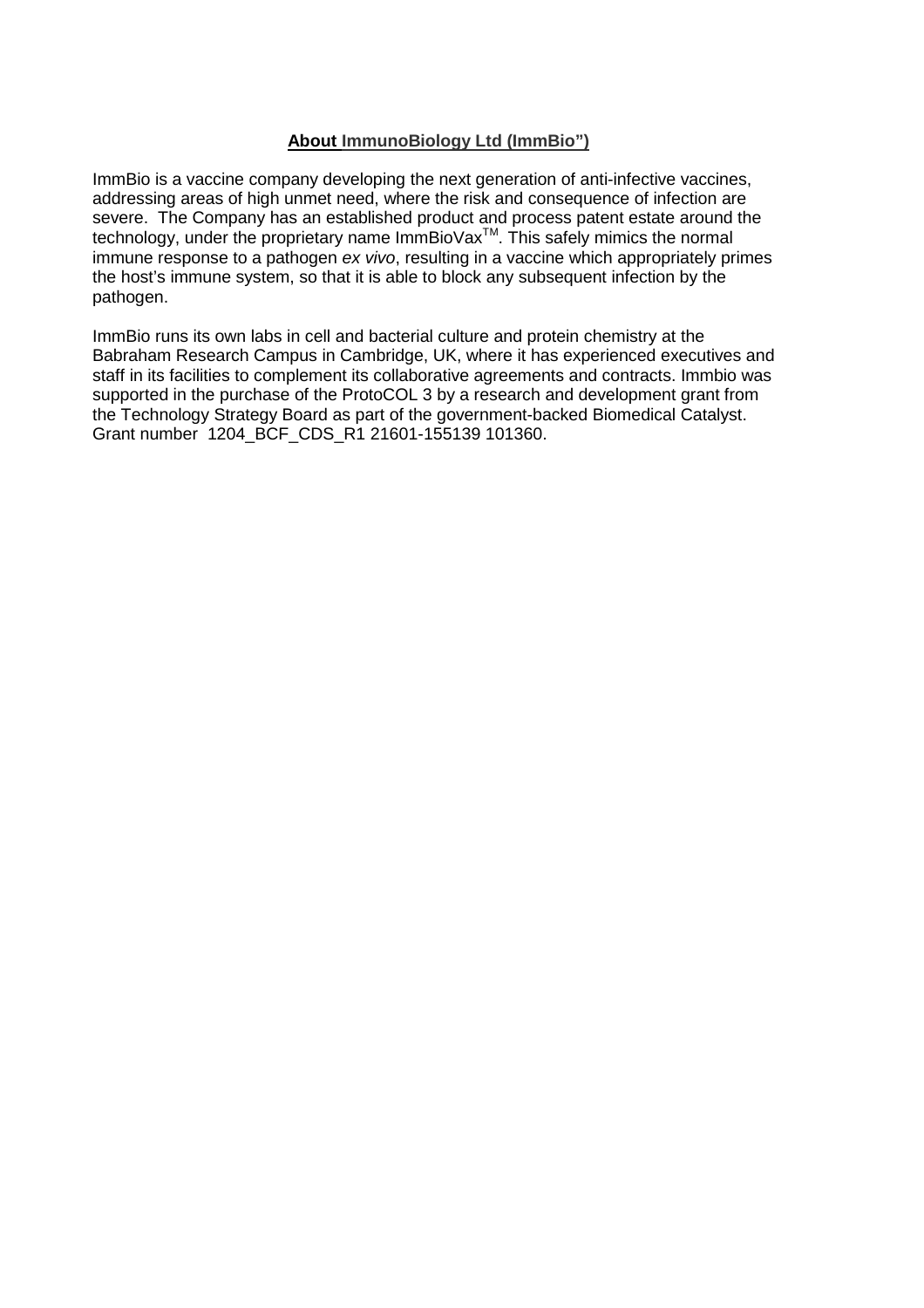**About ImmunoBiology Ltd (ImmBio")**

ImmBio is a vaccine company developing the next generation of anti-infective vaccines, addressing areas of high unmet need, where the risk and consequence of infection are severe. The Company has an established product and process patent estate around the technology, under the proprietary name ImmBioVax™. This safely mimics the normal immune response to a pathogen *ex vivo*, resulting in a vaccine which appropriately primes the host's immune system, so that it is able to block any subsequent infection by the pathogen.

ImmBio runs its own labs in cell and bacterial culture and protein chemistry at the Babraham Research Campus in Cambridge, UK, where it has experienced executives and staff in its facilities to complement its collaborative agreements and contracts. Immbio was supported in the purchase of the ProtoCOL 3 by a research and development grant from the Technology Strategy Board as part of the government-backed Biomedical Catalyst. Grant number 1204_BCF_CDS_R1 21601-155139 101360.